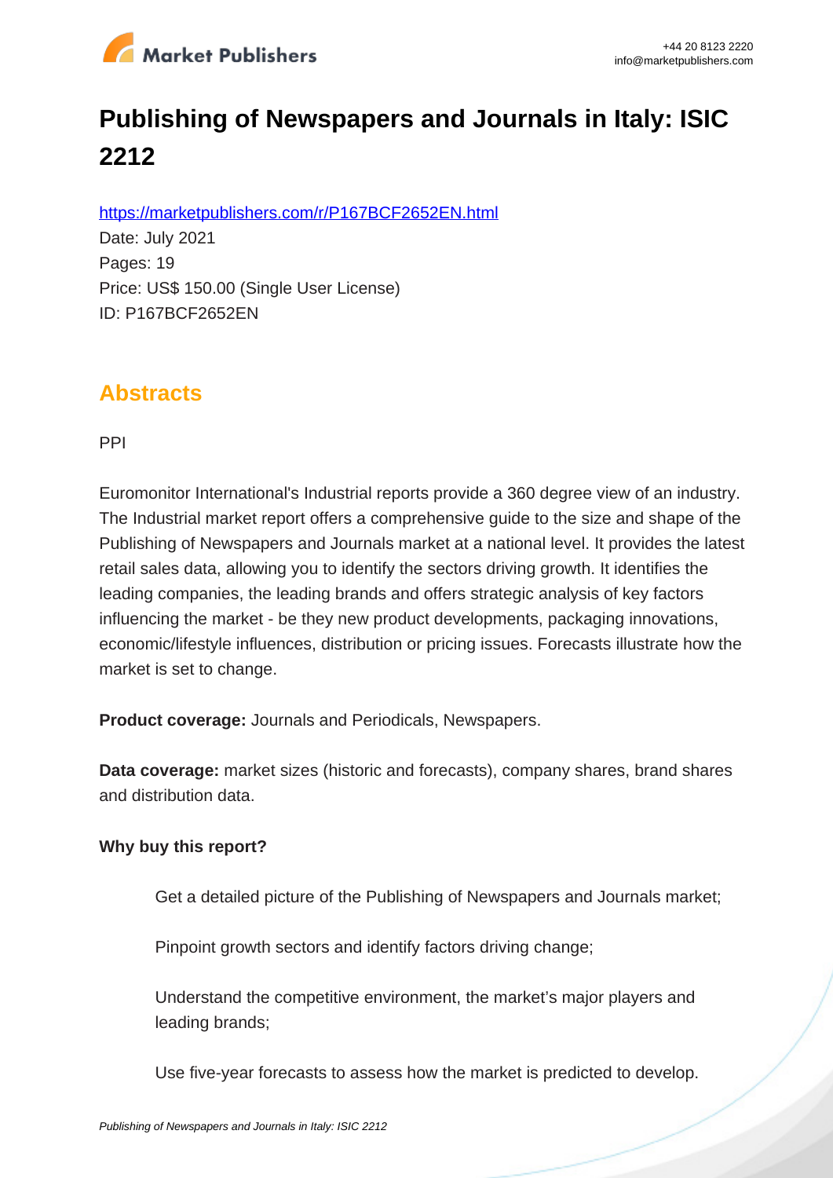# Publishing of Newspapers and Journals in Italy: ISIC 2212

https://marketpublishers.com/r/P167BCF2652EN.html

Date: July 2021

Pages: 19

Price: US$ 150.00 (Single User License)

ID: P167BCF2652EN

## Abstracts

PPI

Euromonitor International's Industrial reports provide a 360 degree view of an industry. The Industrial market report offers a comprehensive guide to the size and shape of the Publishing of Newspapers and Journals market at a national level. It provides the latest retail sales data, allowing you to identify the sectors driving growth. It identifies the leading companies, the leading brands and offers strategic analysis of key factors influencing the market - be they new product developments, packaging innovations, economic/lifestyle influences, distribution or pricing issues. Forecasts illustrate how the market is set to change.

**Product coverage:** Journals and Periodicals, Newspapers.

**Data coverage:** market sizes (historic and forecasts), company shares, brand shares and distribution data.

**Why buy this report?**

Get a detailed picture of the Publishing of Newspapers and Journals market;

Pinpoint growth sectors and identify factors driving change;

Understand the competitive environment, the market's major players and leading brands;

Use five-year forecasts to assess how the market is predicted to develop.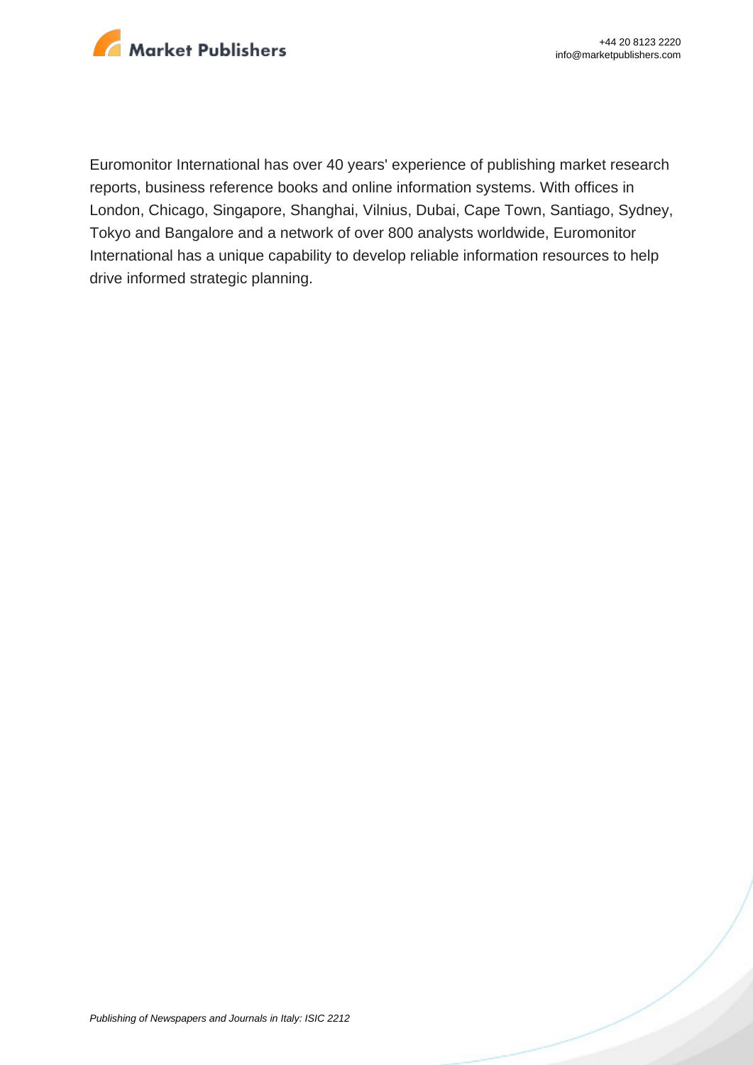Euromonitor International has over 40 years' experience of publishing market research reports, business reference books and online information systems. With offices in London, Chicago, Singapore, Shanghai, Vilnius, Dubai, Cape Town, Santiago, Sydney, Tokyo and Bangalore and a network of over 800 analysts worldwide, Euromonitor International has a unique capability to develop reliable information resources to help drive informed strategic planning.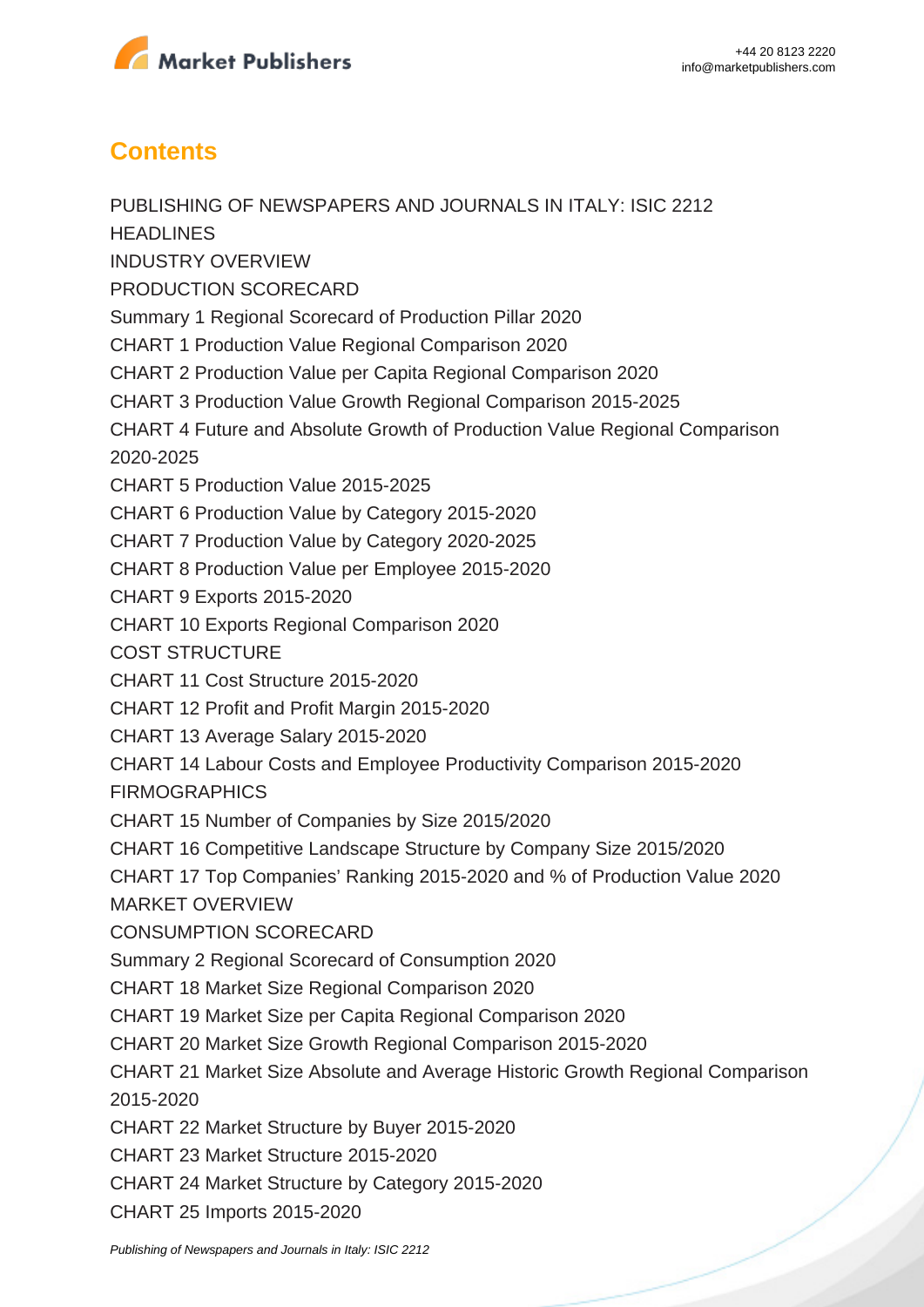## Contents

PUBLISHING OF NEWSPAPERS AND JOURNALS IN ITALY: ISIC 2212

HEADLINES

INDUSTRY OVERVIEW

PRODUCTION SCORECARD

Summary 1 Regional Scorecard of Production Pillar 2020

CHART 1 Production Value Regional Comparison 2020

CHART 2 Production Value per Capita Regional Comparison 2020

CHART 3 Production Value Growth Regional Comparison 2015-2025

CHART 4 Future and Absolute Growth of Production Value Regional Comparison 2020-2025

CHART 5 Production Value 2015-2025

CHART 6 Production Value by Category 2015-2020

CHART 7 Production Value by Category 2020-2025

CHART 8 Production Value per Employee 2015-2020

CHART 9 Exports 2015-2020

CHART 10 Exports Regional Comparison 2020

COST STRUCTURE

CHART 11 Cost Structure 2015-2020

CHART 12 Profit and Profit Margin 2015-2020

CHART 13 Average Salary 2015-2020

CHART 14 Labour Costs and Employee Productivity Comparison 2015-2020

FIRMOGRAPHICS

CHART 15 Number of Companies by Size 2015/2020

CHART 16 Competitive Landscape Structure by Company Size 2015/2020

CHART 17 Top Companies' Ranking 2015-2020 and % of Production Value 2020

MARKET OVERVIEW

CONSUMPTION SCORECARD

Summary 2 Regional Scorecard of Consumption 2020

CHART 18 Market Size Regional Comparison 2020

CHART 19 Market Size per Capita Regional Comparison 2020

CHART 20 Market Size Growth Regional Comparison 2015-2020

CHART 21 Market Size Absolute and Average Historic Growth Regional Comparison 2015-2020

CHART 22 Market Structure by Buyer 2015-2020

CHART 23 Market Structure 2015-2020

CHART 24 Market Structure by Category 2015-2020

CHART 25 Imports 2015-2020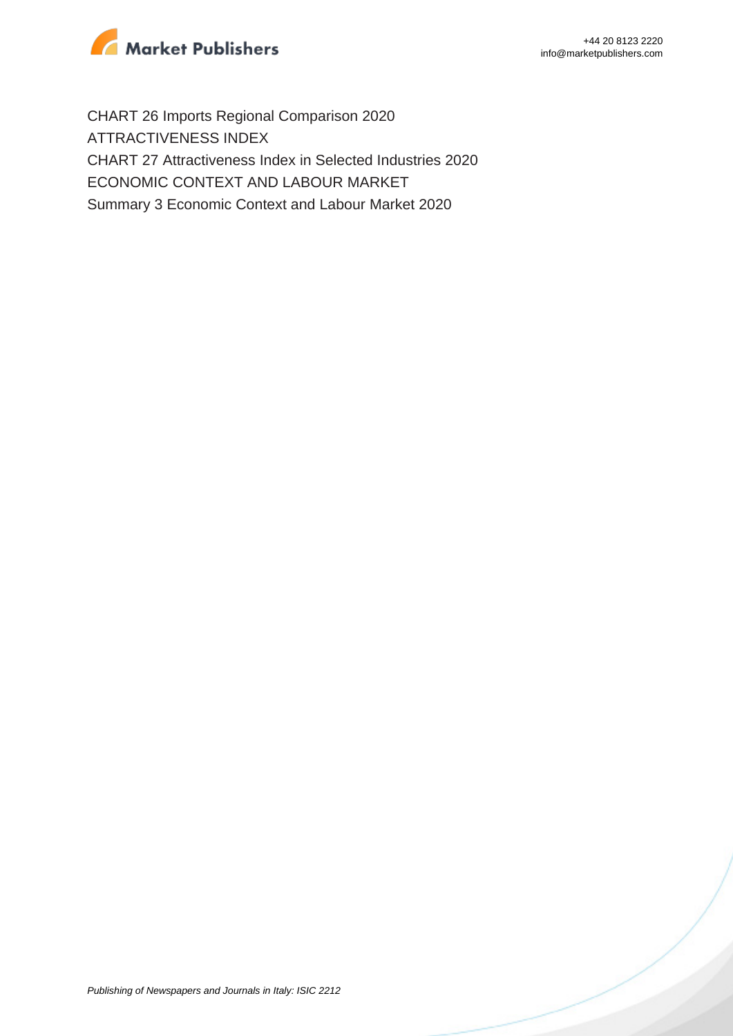CHART 26 Imports Regional Comparison 2020

ATTRACTIVENESS INDEX

CHART 27 Attractiveness Index in Selected Industries 2020

ECONOMIC CONTEXT AND LABOUR MARKET

Summary 3 Economic Context and Labour Market 2020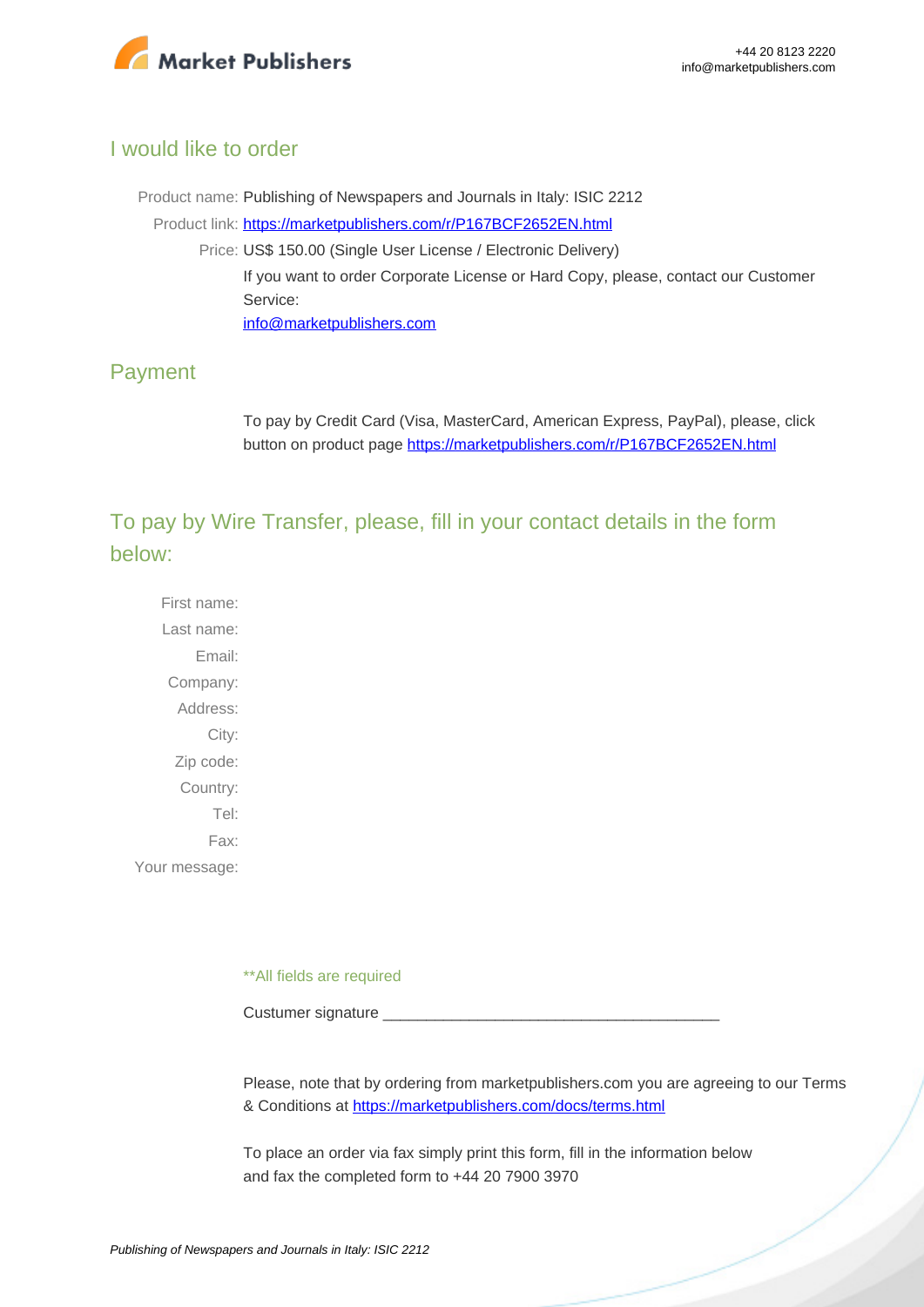## I would like to order

Product name: Publishing of Newspapers and Journals in Italy: ISIC 2212

Product link: [https://marketpublishers.com/r/P167BCF2652EN.html](https://marketpublishers.com/r/P167BCF2652EN.html)

Price: US$ 150.00 (Single User License / Electronic Delivery)

If you want to order Corporate License or Hard Copy, please, contact our Customer Service:

[info@marketpublishers.com](mailto:info@marketpublishers.com)

## Payment

To pay by Credit Card (Visa, MasterCard, American Express, PayPal), please, click button on product page [https://marketpublishers.com/r/P167BCF2652EN.html](https://marketpublishers.com/r/P167BCF2652EN.html)

## To pay by Wire Transfer, please, fill in your contact details in the form below:

First name:

Last name:

Email:

Company:

Address:

City:

Zip code:

Country:

Tel:

Fax:

Your message:

**All fields are required

Custumer signature _______________________________________

Please, note that by ordering from marketpublishers.com you are agreeing to our Terms & Conditions at [https://marketpublishers.com/docs/terms.html](https://marketpublishers.com/docs/terms.html)

To place an order via fax simply print this form, fill in the information below and fax the completed form to +44 20 7900 3970